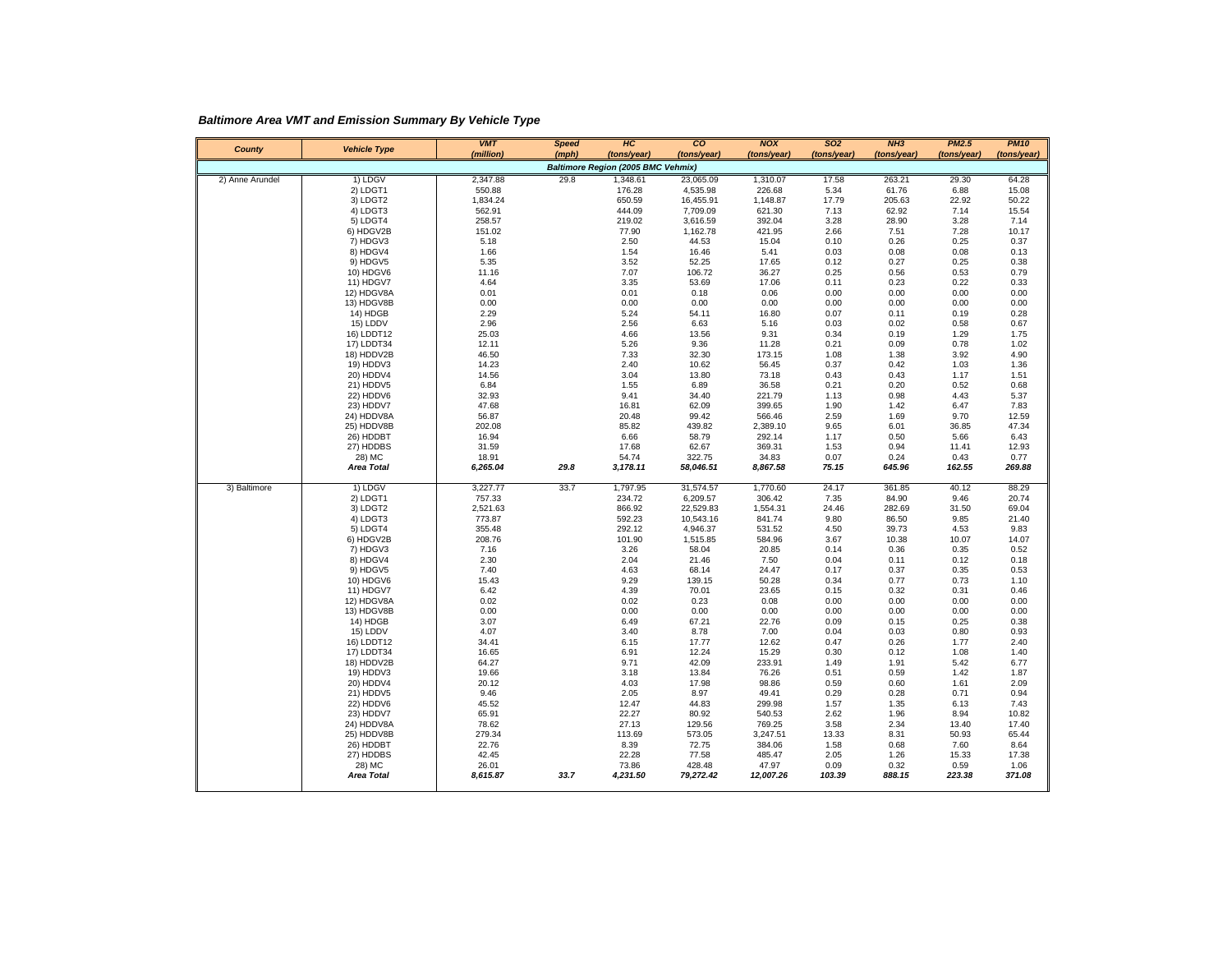***Baltimore Area VMT and Emission Summary By Vehicle Type***

| County | Vehicle Type | VMT (million) | Speed (mph) | HC (tons/year) | CO (tons/year) | NOX (tons/year) | SO2 (tons/year) | NH3 (tons/year) | PM2.5 (tons/year) | PM10 (tons/year) |
|---|---|---|---|---|---|---|---|---|---|---|
| ***Baltimore Region (2005 BMC Vehmix)*** | | | | | | | | | | |
| 2) Anne Arundel | 1) LDGV | 2,347.88 | 29.8 | 1,348.61 | 23,065.09 | 1,310.07 | 17.58 | 263.21 | 29.30 | 64.28 |
| | 2) LDGT1 | 550.88 | | 176.28 | 4,535.98 | 226.68 | 5.34 | 61.76 | 6.88 | 15.08 |
| | 3) LDGT2 | 1,834.24 | | 650.59 | 16,455.91 | 1,148.87 | 17.79 | 205.63 | 22.92 | 50.22 |
| | 4) LDGT3 | 562.91 | | 444.09 | 7,709.09 | 621.30 | 7.13 | 62.92 | 7.14 | 15.54 |
| | 5) LDGT4 | 258.57 | | 219.02 | 3,616.59 | 392.04 | 3.28 | 28.90 | 3.28 | 7.14 |
| | 6) HDGV2B | 151.02 | | 77.90 | 1,162.78 | 421.95 | 2.66 | 7.51 | 7.28 | 10.17 |
| | 7) HDGV3 | 5.18 | | 2.50 | 44.53 | 15.04 | 0.10 | 0.26 | 0.25 | 0.37 |
| | 8) HDGV4 | 1.66 | | 1.54 | 16.46 | 5.41 | 0.03 | 0.08 | 0.08 | 0.13 |
| | 9) HDGV5 | 5.35 | | 3.52 | 52.25 | 17.65 | 0.12 | 0.27 | 0.25 | 0.38 |
| | 10) HDGV6 | 11.16 | | 7.07 | 106.72 | 36.27 | 0.25 | 0.56 | 0.53 | 0.79 |
| | 11) HDGV7 | 4.64 | | 3.35 | 53.69 | 17.06 | 0.11 | 0.23 | 0.22 | 0.33 |
| | 12) HDGV8A | 0.01 | | 0.01 | 0.18 | 0.06 | 0.00 | 0.00 | 0.00 | 0.00 |
| | 13) HDGV8B | 0.00 | | 0.00 | 0.00 | 0.00 | 0.00 | 0.00 | 0.00 | 0.00 |
| | 14) HDGB | 2.29 | | 5.24 | 54.11 | 16.80 | 0.07 | 0.11 | 0.19 | 0.28 |
| | 15) LDDV | 2.96 | | 2.56 | 6.63 | 5.16 | 0.03 | 0.02 | 0.58 | 0.67 |
| | 16) LDDT12 | 25.03 | | 4.66 | 13.56 | 9.31 | 0.34 | 0.19 | 1.29 | 1.75 |
| | 17) LDDT34 | 12.11 | | 5.26 | 9.36 | 11.28 | 0.21 | 0.09 | 0.78 | 1.02 |
| | 18) HDDV2B | 46.50 | | 7.33 | 32.30 | 173.15 | 1.08 | 1.38 | 3.92 | 4.90 |
| | 19) HDDV3 | 14.23 | | 2.40 | 10.62 | 56.45 | 0.37 | 0.42 | 1.03 | 1.36 |
| | 20) HDDV4 | 14.56 | | 3.04 | 13.80 | 73.18 | 0.43 | 0.43 | 1.17 | 1.51 |
| | 21) HDDV5 | 6.84 | | 1.55 | 6.89 | 36.58 | 0.21 | 0.20 | 0.52 | 0.68 |
| | 22) HDDV6 | 32.93 | | 9.41 | 34.40 | 221.79 | 1.13 | 0.98 | 4.43 | 5.37 |
| | 23) HDDV7 | 47.68 | | 16.81 | 62.09 | 399.65 | 1.90 | 1.42 | 6.47 | 7.83 |
| | 24) HDDV8A | 56.87 | | 20.48 | 99.42 | 566.46 | 2.59 | 1.69 | 9.70 | 12.59 |
| | 25) HDDV8B | 202.08 | | 85.82 | 439.82 | 2,389.10 | 9.65 | 6.01 | 36.85 | 47.34 |
| | 26) HDDBT | 16.94 | | 6.66 | 58.79 | 292.14 | 1.17 | 0.50 | 5.66 | 6.43 |
| | 27) HDDBS | 31.59 | | 17.68 | 62.67 | 369.31 | 1.53 | 0.94 | 11.41 | 12.93 |
| | 28) MC | 18.91 | | 54.74 | 322.75 | 34.83 | 0.07 | 0.24 | 0.43 | 0.77 |
| | ***Area Total*** | ***6,265.04*** | ***29.8*** | ***3,178.11*** | ***58,046.51*** | ***8,867.58*** | ***75.15*** | ***645.96*** | ***162.55*** | ***269.88*** |
| 3) Baltimore | 1) LDGV | 3,227.77 | 33.7 | 1,797.95 | 31,574.57 | 1,770.60 | 24.17 | 361.85 | 40.12 | 88.29 |
| | 2) LDGT1 | 757.33 | | 234.72 | 6,209.57 | 306.42 | 7.35 | 84.90 | 9.46 | 20.74 |
| | 3) LDGT2 | 2,521.63 | | 866.92 | 22,529.83 | 1,554.31 | 24.46 | 282.69 | 31.50 | 69.04 |
| | 4) LDGT3 | 773.87 | | 592.23 | 10,543.16 | 841.74 | 9.80 | 86.50 | 9.85 | 21.40 |
| | 5) LDGT4 | 355.48 | | 292.12 | 4,946.37 | 531.52 | 4.50 | 39.73 | 4.53 | 9.83 |
| | 6) HDGV2B | 208.76 | | 101.90 | 1,515.85 | 584.96 | 3.67 | 10.38 | 10.07 | 14.07 |
| | 7) HDGV3 | 7.16 | | 3.26 | 58.04 | 20.85 | 0.14 | 0.36 | 0.35 | 0.52 |
| | 8) HDGV4 | 2.30 | | 2.04 | 21.46 | 7.50 | 0.04 | 0.11 | 0.12 | 0.18 |
| | 9) HDGV5 | 7.40 | | 4.63 | 68.14 | 24.47 | 0.17 | 0.37 | 0.35 | 0.53 |
| | 10) HDGV6 | 15.43 | | 9.29 | 139.15 | 50.28 | 0.34 | 0.77 | 0.73 | 1.10 |
| | 11) HDGV7 | 6.42 | | 4.39 | 70.01 | 23.65 | 0.15 | 0.32 | 0.31 | 0.46 |
| | 12) HDGV8A | 0.02 | | 0.02 | 0.23 | 0.08 | 0.00 | 0.00 | 0.00 | 0.00 |
| | 13) HDGV8B | 0.00 | | 0.00 | 0.00 | 0.00 | 0.00 | 0.00 | 0.00 | 0.00 |
| | 14) HDGB | 3.07 | | 6.49 | 67.21 | 22.76 | 0.09 | 0.15 | 0.25 | 0.38 |
| | 15) LDDV | 4.07 | | 3.40 | 8.78 | 7.00 | 0.04 | 0.03 | 0.80 | 0.93 |
| | 16) LDDT12 | 34.41 | | 6.15 | 17.77 | 12.62 | 0.47 | 0.26 | 1.77 | 2.40 |
| | 17) LDDT34 | 16.65 | | 6.91 | 12.24 | 15.29 | 0.30 | 0.12 | 1.08 | 1.40 |
| | 18) HDDV2B | 64.27 | | 9.71 | 42.09 | 233.91 | 1.49 | 1.91 | 5.42 | 6.77 |
| | 19) HDDV3 | 19.66 | | 3.18 | 13.84 | 76.26 | 0.51 | 0.59 | 1.42 | 1.87 |
| | 20) HDDV4 | 20.12 | | 4.03 | 17.98 | 98.86 | 0.59 | 0.60 | 1.61 | 2.09 |
| | 21) HDDV5 | 9.46 | | 2.05 | 8.97 | 49.41 | 0.29 | 0.28 | 0.71 | 0.94 |
| | 22) HDDV6 | 45.52 | | 12.47 | 44.83 | 299.98 | 1.57 | 1.35 | 6.13 | 7.43 |
| | 23) HDDV7 | 65.91 | | 22.27 | 80.92 | 540.53 | 2.62 | 1.96 | 8.94 | 10.82 |
| | 24) HDDV8A | 78.62 | | 27.13 | 129.56 | 769.25 | 3.58 | 2.34 | 13.40 | 17.40 |
| | 25) HDDV8B | 279.34 | | 113.69 | 573.05 | 3,247.51 | 13.33 | 8.31 | 50.93 | 65.44 |
| | 26) HDDBT | 22.76 | | 8.39 | 72.75 | 384.06 | 1.58 | 0.68 | 7.60 | 8.64 |
| | 27) HDDBS | 42.45 | | 22.28 | 77.58 | 485.47 | 2.05 | 1.26 | 15.33 | 17.38 |
| | 28) MC | 26.01 | | 73.86 | 428.48 | 47.97 | 0.09 | 0.32 | 0.59 | 1.06 |
| | ***Area Total*** | ***8,615.87*** | ***33.7*** | ***4,231.50*** | ***79,272.42*** | ***12,007.26*** | ***103.39*** | ***888.15*** | ***223.38*** | ***371.08*** |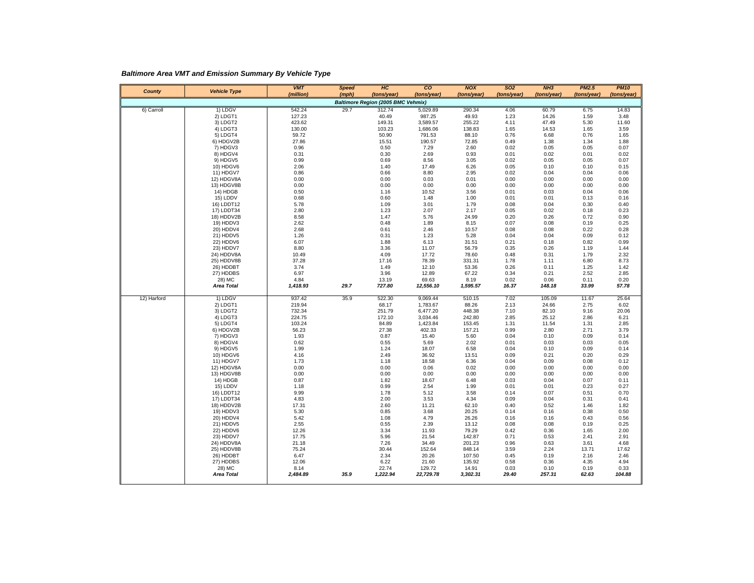### *Baltimore Area VMT and Emission Summary By Vehicle Type*

| County | Vehicle Type | VMT (million) | Speed (mph) | HC (tons/year) | CO (tons/year) | NOX (tons/year) | SO2 (tons/year) | NH3 (tons/year) | PM2.5 (tons/year) | PM10 (tons/year) |
|---|---|---|---|---|---|---|---|---|---|---|
| | | | Baltimore Region (2005 BMC Vehmix) | | | | | | | |
| 6) Carroll | 1) LDGV | 542.24 | 29.7 | 312.74 | 5,029.89 | 290.34 | 4.06 | 60.79 | 6.75 | 14.83 |
| | 2) LDGT1 | 127.23 | | 40.49 | 987.25 | 49.93 | 1.23 | 14.26 | 1.59 | 3.48 |
| | 3) LDGT2 | 423.62 | | 149.31 | 3,589.57 | 255.22 | 4.11 | 47.49 | 5.30 | 11.60 |
| | 4) LDGT3 | 130.00 | | 103.23 | 1,686.06 | 138.83 | 1.65 | 14.53 | 1.65 | 3.59 |
| | 5) LDGT4 | 59.72 | | 50.90 | 791.53 | 88.10 | 0.76 | 6.68 | 0.76 | 1.65 |
| | 6) HDGV2B | 27.86 | | 15.51 | 190.57 | 72.85 | 0.49 | 1.38 | 1.34 | 1.88 |
| | 7) HDGV3 | 0.96 | | 0.50 | 7.29 | 2.60 | 0.02 | 0.05 | 0.05 | 0.07 |
| | 8) HDGV4 | 0.31 | | 0.30 | 2.69 | 0.93 | 0.01 | 0.02 | 0.01 | 0.02 |
| | 9) HDGV5 | 0.99 | | 0.69 | 8.56 | 3.05 | 0.02 | 0.05 | 0.05 | 0.07 |
| | 10) HDGV6 | 2.06 | | 1.40 | 17.49 | 6.26 | 0.05 | 0.10 | 0.10 | 0.15 |
| | 11) HDGV7 | 0.86 | | 0.66 | 8.80 | 2.95 | 0.02 | 0.04 | 0.04 | 0.06 |
| | 12) HDGV8A | 0.00 | | 0.00 | 0.03 | 0.01 | 0.00 | 0.00 | 0.00 | 0.00 |
| | 13) HDGV8B | 0.00 | | 0.00 | 0.00 | 0.00 | 0.00 | 0.00 | 0.00 | 0.00 |
| | 14) HDGB | 0.50 | | 1.16 | 10.52 | 3.56 | 0.01 | 0.03 | 0.04 | 0.06 |
| | 15) LDDV | 0.68 | | 0.60 | 1.48 | 1.00 | 0.01 | 0.01 | 0.13 | 0.16 |
| | 16) LDDT12 | 5.78 | | 1.09 | 3.01 | 1.79 | 0.08 | 0.04 | 0.30 | 0.40 |
| | 17) LDDT34 | 2.80 | | 1.23 | 2.07 | 2.17 | 0.05 | 0.02 | 0.18 | 0.23 |
| | 18) HDDV2B | 8.58 | | 1.47 | 5.76 | 24.99 | 0.20 | 0.26 | 0.72 | 0.90 |
| | 19) HDDV3 | 2.62 | | 0.48 | 1.89 | 8.15 | 0.07 | 0.08 | 0.19 | 0.25 |
| | 20) HDDV4 | 2.68 | | 0.61 | 2.46 | 10.57 | 0.08 | 0.08 | 0.22 | 0.28 |
| | 21) HDDV5 | 1.26 | | 0.31 | 1.23 | 5.28 | 0.04 | 0.04 | 0.09 | 0.12 |
| | 22) HDDV6 | 6.07 | | 1.88 | 6.13 | 31.51 | 0.21 | 0.18 | 0.82 | 0.99 |
| | 23) HDDV7 | 8.80 | | 3.36 | 11.07 | 56.79 | 0.35 | 0.26 | 1.19 | 1.44 |
| | 24) HDDV8A | 10.49 | | 4.09 | 17.72 | 78.60 | 0.48 | 0.31 | 1.79 | 2.32 |
| | 25) HDDV8B | 37.28 | | 17.16 | 78.39 | 331.31 | 1.78 | 1.11 | 6.80 | 8.73 |
| | 26) HDDBT | 3.74 | | 1.49 | 12.10 | 53.36 | 0.26 | 0.11 | 1.25 | 1.42 |
| | 27) HDDBS | 6.97 | | 3.96 | 12.89 | 67.22 | 0.34 | 0.21 | 2.52 | 2.85 |
| | 28) MC | 4.84 | | 13.19 | 69.63 | 8.19 | 0.02 | 0.06 | 0.11 | 0.20 |
| | ***Area Total*** | ***1,418.93*** | ***29.7*** | ***727.80*** | ***12,556.10*** | ***1,595.57*** | ***16.37*** | ***148.18*** | ***33.99*** | ***57.78*** |
| 12) Harford | 1) LDGV | 937.42 | 35.9 | 522.30 | 9,069.44 | 510.15 | 7.02 | 105.09 | 11.67 | 25.64 |
| | 2) LDGT1 | 219.94 | | 68.17 | 1,783.67 | 88.26 | 2.13 | 24.66 | 2.75 | 6.02 |
| | 3) LDGT2 | 732.34 | | 251.79 | 6,477.20 | 448.38 | 7.10 | 82.10 | 9.16 | 20.06 |
| | 4) LDGT3 | 224.75 | | 172.10 | 3,034.46 | 242.80 | 2.85 | 25.12 | 2.86 | 6.21 |
| | 5) LDGT4 | 103.24 | | 84.89 | 1,423.84 | 153.45 | 1.31 | 11.54 | 1.31 | 2.85 |
| | 6) HDGV2B | 56.23 | | 27.38 | 402.33 | 157.21 | 0.99 | 2.80 | 2.71 | 3.79 |
| | 7) HDGV3 | 1.93 | | 0.87 | 15.40 | 5.60 | 0.04 | 0.10 | 0.09 | 0.14 |
| | 8) HDGV4 | 0.62 | | 0.55 | 5.69 | 2.02 | 0.01 | 0.03 | 0.03 | 0.05 |
| | 9) HDGV5 | 1.99 | | 1.24 | 18.07 | 6.58 | 0.04 | 0.10 | 0.09 | 0.14 |
| | 10) HDGV6 | 4.16 | | 2.49 | 36.92 | 13.51 | 0.09 | 0.21 | 0.20 | 0.29 |
| | 11) HDGV7 | 1.73 | | 1.18 | 18.58 | 6.36 | 0.04 | 0.09 | 0.08 | 0.12 |
| | 12) HDGV8A | 0.00 | | 0.00 | 0.06 | 0.02 | 0.00 | 0.00 | 0.00 | 0.00 |
| | 13) HDGV8B | 0.00 | | 0.00 | 0.00 | 0.00 | 0.00 | 0.00 | 0.00 | 0.00 |
| | 14) HDGB | 0.87 | | 1.82 | 18.67 | 6.48 | 0.03 | 0.04 | 0.07 | 0.11 |
| | 15) LDDV | 1.18 | | 0.99 | 2.54 | 1.99 | 0.01 | 0.01 | 0.23 | 0.27 |
| | 16) LDDT12 | 9.99 | | 1.78 | 5.12 | 3.58 | 0.14 | 0.07 | 0.51 | 0.70 |
| | 17) LDDT34 | 4.83 | | 2.00 | 3.53 | 4.34 | 0.09 | 0.04 | 0.31 | 0.41 |
| | 18) HDDV2B | 17.31 | | 2.60 | 11.21 | 62.10 | 0.40 | 0.52 | 1.46 | 1.82 |
| | 19) HDDV3 | 5.30 | | 0.85 | 3.68 | 20.25 | 0.14 | 0.16 | 0.38 | 0.50 |
| | 20) HDDV4 | 5.42 | | 1.08 | 4.79 | 26.26 | 0.16 | 0.16 | 0.43 | 0.56 |
| | 21) HDDV5 | 2.55 | | 0.55 | 2.39 | 13.12 | 0.08 | 0.08 | 0.19 | 0.25 |
| | 22) HDDV6 | 12.26 | | 3.34 | 11.93 | 79.29 | 0.42 | 0.36 | 1.65 | 2.00 |
| | 23) HDDV7 | 17.75 | | 5.96 | 21.54 | 142.87 | 0.71 | 0.53 | 2.41 | 2.91 |
| | 24) HDDV8A | 21.18 | | 7.26 | 34.49 | 201.23 | 0.96 | 0.63 | 3.61 | 4.68 |
| | 25) HDDV8B | 75.24 | | 30.44 | 152.64 | 848.14 | 3.59 | 2.24 | 13.71 | 17.62 |
| | 26) HDDBT | 6.47 | | 2.34 | 20.26 | 107.50 | 0.45 | 0.19 | 2.16 | 2.46 |
| | 27) HDDBS | 12.06 | | 6.22 | 21.60 | 135.92 | 0.58 | 0.36 | 4.35 | 4.94 |
| | 28) MC | 8.14 | | 22.74 | 129.72 | 14.91 | 0.03 | 0.10 | 0.19 | 0.33 |
| | ***Area Total*** | ***2,484.89*** | ***35.9*** | ***1,222.94*** | ***22,729.78*** | ***3,302.31*** | ***29.40*** | ***257.31*** | ***62.63*** | ***104.88*** |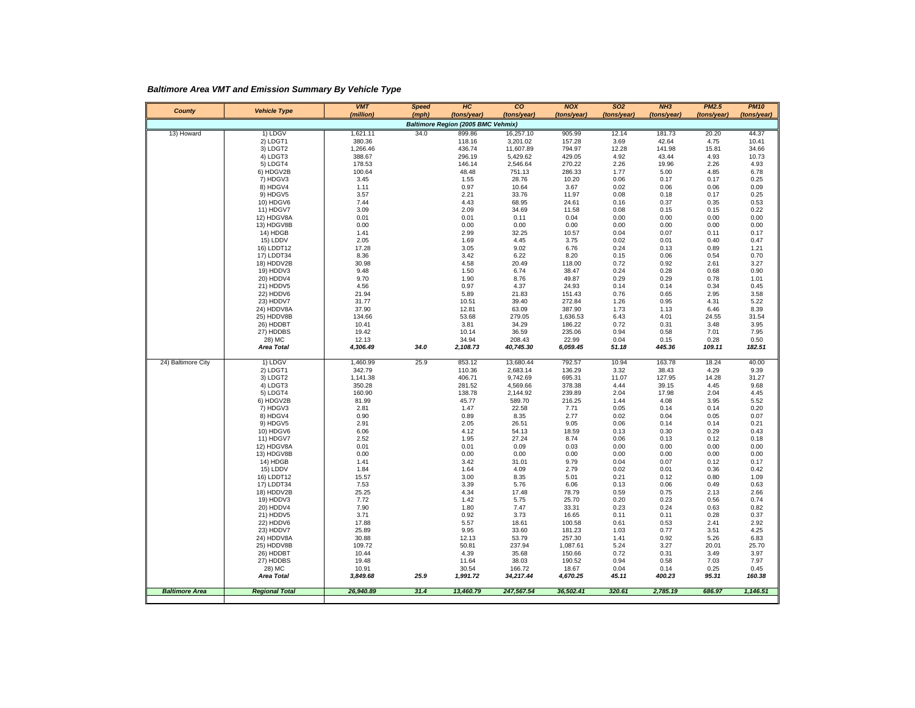### *Baltimore Area VMT and Emission Summary By Vehicle Type*

| County | Vehicle Type | VMT (million) | Speed (mph) | HC (tons/year) | CO (tons/year) | NOX (tons/year) | SO2 (tons/year) | NH3 (tons/year) | PM2.5 (tons/year) | PM10 (tons/year) |
|---|---|---|---|---|---|---|---|---|---|---|
| | | | | ***Baltimore Region (2005 BMC Vehmix)*** | | | | | | |
| 13) Howard | 1) LDGV | 1,621.11 | 34.0 | 899.86 | 16,257.10 | 905.99 | 12.14 | 181.73 | 20.20 | 44.37 |
| | 2) LDGT1 | 380.36 | | 118.16 | 3,201.02 | 157.28 | 3.69 | 42.64 | 4.75 | 10.41 |
| | 3) LDGT2 | 1,266.46 | | 436.74 | 11,607.89 | 794.97 | 12.28 | 141.98 | 15.81 | 34.66 |
| | 4) LDGT3 | 388.67 | | 296.19 | 5,429.62 | 429.05 | 4.92 | 43.44 | 4.93 | 10.73 |
| | 5) LDGT4 | 178.53 | | 146.14 | 2,546.64 | 270.22 | 2.26 | 19.96 | 2.26 | 4.93 |
| | 6) HDGV2B | 100.64 | | 48.48 | 751.13 | 286.33 | 1.77 | 5.00 | 4.85 | 6.78 |
| | 7) HDGV3 | 3.45 | | 1.55 | 28.76 | 10.20 | 0.06 | 0.17 | 0.17 | 0.25 |
| | 8) HDGV4 | 1.11 | | 0.97 | 10.64 | 3.67 | 0.02 | 0.06 | 0.06 | 0.09 |
| | 9) HDGV5 | 3.57 | | 2.21 | 33.76 | 11.97 | 0.08 | 0.18 | 0.17 | 0.25 |
| | 10) HDGV6 | 7.44 | | 4.43 | 68.95 | 24.61 | 0.16 | 0.37 | 0.35 | 0.53 |
| | 11) HDGV7 | 3.09 | | 2.09 | 34.69 | 11.58 | 0.08 | 0.15 | 0.15 | 0.22 |
| | 12) HDGV8A | 0.01 | | 0.01 | 0.11 | 0.04 | 0.00 | 0.00 | 0.00 | 0.00 |
| | 13) HDGV8B | 0.00 | | 0.00 | 0.00 | 0.00 | 0.00 | 0.00 | 0.00 | 0.00 |
| | 14) HDGB | 1.41 | | 2.99 | 32.25 | 10.57 | 0.04 | 0.07 | 0.11 | 0.17 |
| | 15) LDDV | 2.05 | | 1.69 | 4.45 | 3.75 | 0.02 | 0.01 | 0.40 | 0.47 |
| | 16) LDDT12 | 17.28 | | 3.05 | 9.02 | 6.76 | 0.24 | 0.13 | 0.89 | 1.21 |
| | 17) LDDT34 | 8.36 | | 3.42 | 6.22 | 8.20 | 0.15 | 0.06 | 0.54 | 0.70 |
| | 18) HDDV2B | 30.98 | | 4.58 | 20.49 | 118.00 | 0.72 | 0.92 | 2.61 | 3.27 |
| | 19) HDDV3 | 9.48 | | 1.50 | 6.74 | 38.47 | 0.24 | 0.28 | 0.68 | 0.90 |
| | 20) HDDV4 | 9.70 | | 1.90 | 8.76 | 49.87 | 0.29 | 0.29 | 0.78 | 1.01 |
| | 21) HDDV5 | 4.56 | | 0.97 | 4.37 | 24.93 | 0.14 | 0.14 | 0.34 | 0.45 |
| | 22) HDDV6 | 21.94 | | 5.89 | 21.83 | 151.43 | 0.76 | 0.65 | 2.95 | 3.58 |
| | 23) HDDV7 | 31.77 | | 10.51 | 39.40 | 272.84 | 1.26 | 0.95 | 4.31 | 5.22 |
| | 24) HDDV8A | 37.90 | | 12.81 | 63.09 | 387.90 | 1.73 | 1.13 | 6.46 | 8.39 |
| | 25) HDDV8B | 134.66 | | 53.68 | 279.05 | 1,636.53 | 6.43 | 4.01 | 24.55 | 31.54 |
| | 26) HDDBT | 10.41 | | 3.81 | 34.29 | 186.22 | 0.72 | 0.31 | 3.48 | 3.95 |
| | 27) HDDBS | 19.42 | | 10.14 | 36.59 | 235.06 | 0.94 | 0.58 | 7.01 | 7.95 |
| | 28) MC | 12.13 | | 34.94 | 208.43 | 22.99 | 0.04 | 0.15 | 0.28 | 0.50 |
| | ***Area Total*** | ***4,306.49*** | ***34.0*** | ***2,108.73*** | ***40,745.30*** | ***6,059.45*** | ***51.18*** | ***445.36*** | ***109.11*** | ***182.51*** |
| 24) Baltimore City | 1) LDGV | 1,460.99 | 25.9 | 853.12 | 13,680.44 | 792.57 | 10.94 | 163.78 | 18.24 | 40.00 |
| | 2) LDGT1 | 342.79 | | 110.36 | 2,683.14 | 136.29 | 3.32 | 38.43 | 4.29 | 9.39 |
| | 3) LDGT2 | 1,141.38 | | 406.71 | 9,742.69 | 695.31 | 11.07 | 127.95 | 14.28 | 31.27 |
| | 4) LDGT3 | 350.28 | | 281.52 | 4,569.66 | 378.38 | 4.44 | 39.15 | 4.45 | 9.68 |
| | 5) LDGT4 | 160.90 | | 138.78 | 2,144.92 | 239.89 | 2.04 | 17.98 | 2.04 | 4.45 |
| | 6) HDGV2B | 81.99 | | 45.77 | 589.70 | 216.25 | 1.44 | 4.08 | 3.95 | 5.52 |
| | 7) HDGV3 | 2.81 | | 1.47 | 22.58 | 7.71 | 0.05 | 0.14 | 0.14 | 0.20 |
| | 8) HDGV4 | 0.90 | | 0.89 | 8.35 | 2.77 | 0.02 | 0.04 | 0.05 | 0.07 |
| | 9) HDGV5 | 2.91 | | 2.05 | 26.51 | 9.05 | 0.06 | 0.14 | 0.14 | 0.21 |
| | 10) HDGV6 | 6.06 | | 4.12 | 54.13 | 18.59 | 0.13 | 0.30 | 0.29 | 0.43 |
| | 11) HDGV7 | 2.52 | | 1.95 | 27.24 | 8.74 | 0.06 | 0.13 | 0.12 | 0.18 |
| | 12) HDGV8A | 0.01 | | 0.01 | 0.09 | 0.03 | 0.00 | 0.00 | 0.00 | 0.00 |
| | 13) HDGV8B | 0.00 | | 0.00 | 0.00 | 0.00 | 0.00 | 0.00 | 0.00 | 0.00 |
| | 14) HDGB | 1.41 | | 3.42 | 31.01 | 9.79 | 0.04 | 0.07 | 0.12 | 0.17 |
| | 15) LDDV | 1.84 | | 1.64 | 4.09 | 2.79 | 0.02 | 0.01 | 0.36 | 0.42 |
| | 16) LDDT12 | 15.57 | | 3.00 | 8.35 | 5.01 | 0.21 | 0.12 | 0.80 | 1.09 |
| | 17) LDDT34 | 7.53 | | 3.39 | 5.76 | 6.06 | 0.13 | 0.06 | 0.49 | 0.63 |
| | 18) HDDV2B | 25.25 | | 4.34 | 17.48 | 78.79 | 0.59 | 0.75 | 2.13 | 2.66 |
| | 19) HDDV3 | 7.72 | | 1.42 | 5.75 | 25.70 | 0.20 | 0.23 | 0.56 | 0.74 |
| | 20) HDDV4 | 7.90 | | 1.80 | 7.47 | 33.31 | 0.23 | 0.24 | 0.63 | 0.82 |
| | 21) HDDV5 | 3.71 | | 0.92 | 3.73 | 16.65 | 0.11 | 0.11 | 0.28 | 0.37 |
| | 22) HDDV6 | 17.88 | | 5.57 | 18.61 | 100.58 | 0.61 | 0.53 | 2.41 | 2.92 |
| | 23) HDDV7 | 25.89 | | 9.95 | 33.60 | 181.23 | 1.03 | 0.77 | 3.51 | 4.25 |
| | 24) HDDV8A | 30.88 | | 12.13 | 53.79 | 257.30 | 1.41 | 0.92 | 5.26 | 6.83 |
| | 25) HDDV8B | 109.72 | | 50.81 | 237.94 | 1,087.61 | 5.24 | 3.27 | 20.01 | 25.70 |
| | 26) HDDBT | 10.44 | | 4.39 | 35.68 | 150.66 | 0.72 | 0.31 | 3.49 | 3.97 |
| | 27) HDDBS | 19.48 | | 11.64 | 38.03 | 190.52 | 0.94 | 0.58 | 7.03 | 7.97 |
| | 28) MC | 10.91 | | 30.54 | 166.72 | 18.67 | 0.04 | 0.14 | 0.25 | 0.45 |
| | ***Area Total*** | ***3,849.68*** | ***25.9*** | ***1,991.72*** | ***34,217.44*** | ***4,670.25*** | ***45.11*** | ***400.23*** | ***95.31*** | ***160.38*** |
| ***Baltimore Area*** | ***Regional Total*** | ***26,940.89*** | ***31.4*** | ***13,460.79*** | ***247,567.54*** | ***36,502.41*** | ***320.61*** | ***2,785.19*** | ***686.97*** | ***1,146.51*** |